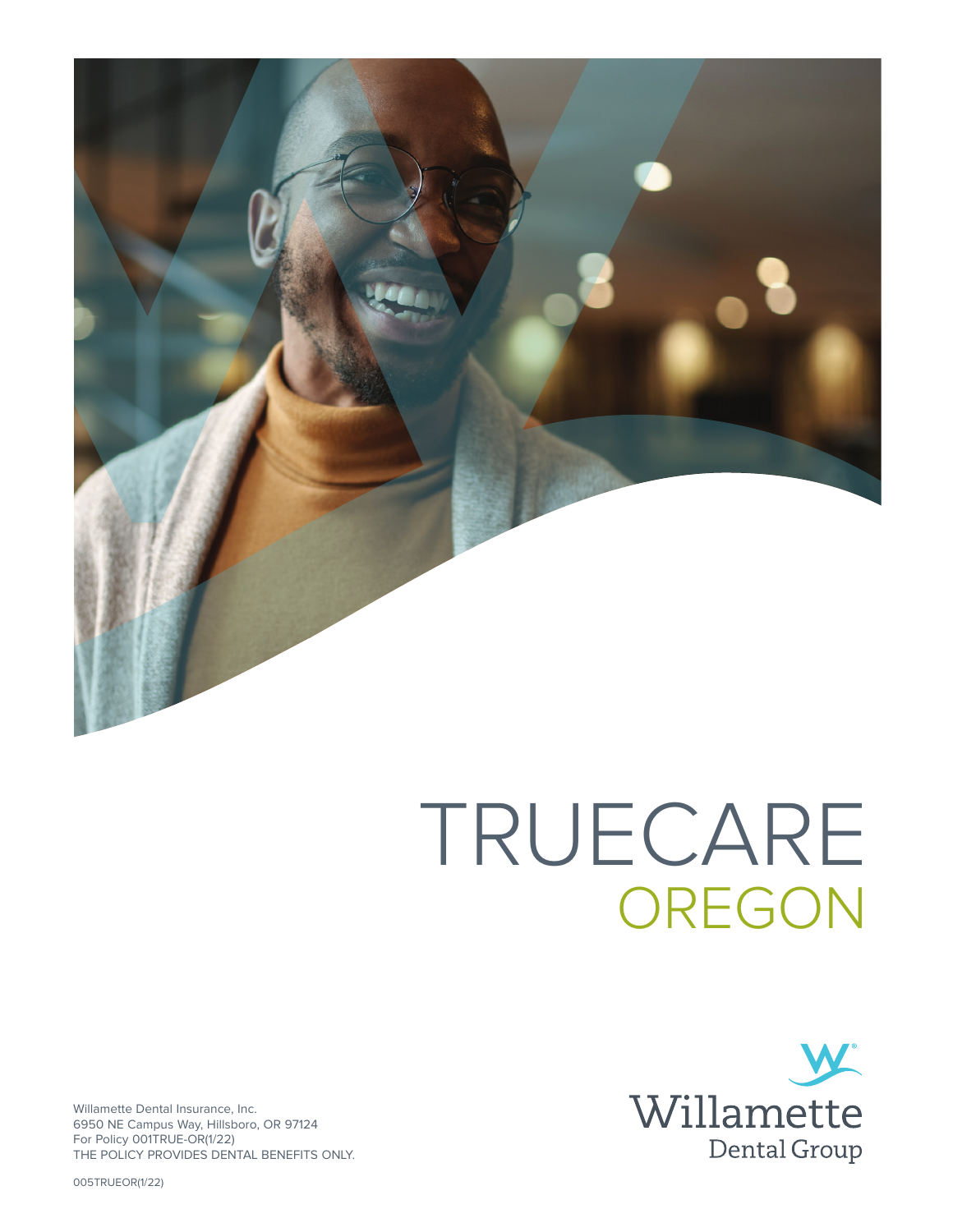# TRUECARE

## OREGON

Willamette Dental Group

Willamette Dental Insurance, Inc.
6950 NE Campus Way, Hillsboro, OR 97124
For Policy 001TRUE-OR(1/22)
THE POLICY PROVIDES DENTAL BENEFITS ONLY.

005TRUEOR(1/22)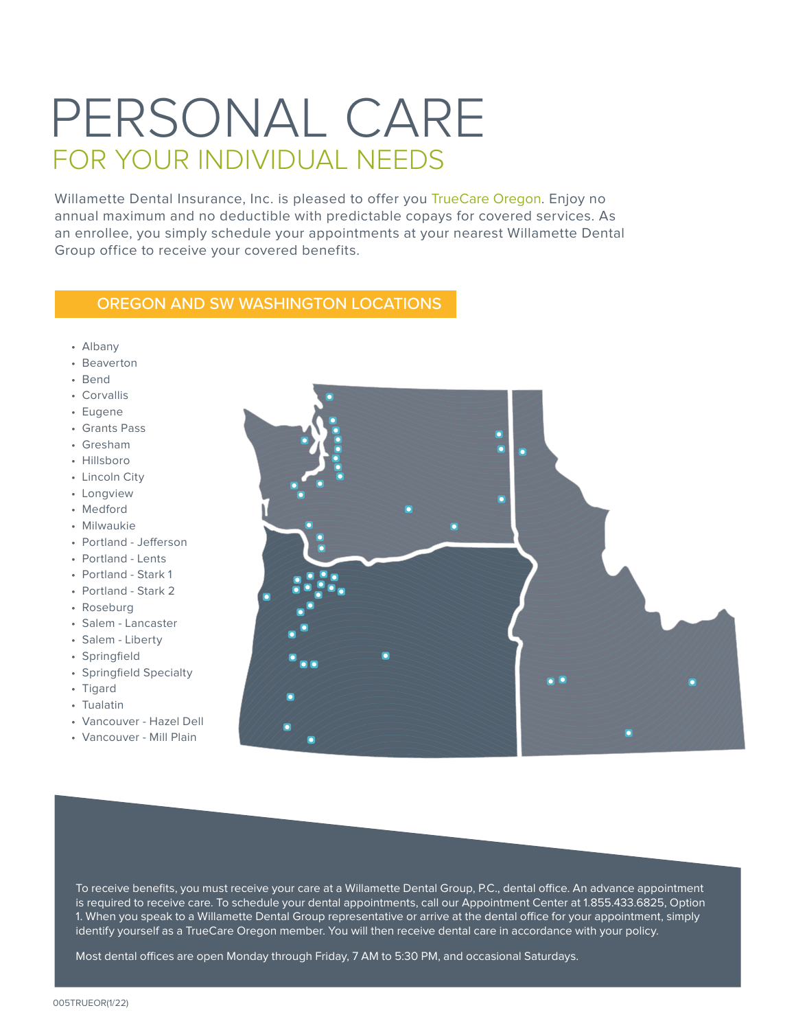# PERSONAL CARE

## FOR YOUR INDIVIDUAL NEEDS

Willamette Dental Insurance, Inc. is pleased to offer you TrueCare Oregon. Enjoy no annual maximum and no deductible with predictable copays for covered services. As an enrollee, you simply schedule your appointments at your nearest Willamette Dental Group office to receive your covered benefits.

### OREGON AND SW WASHINGTON LOCATIONS

- Albany
- Beaverton
- Bend
- Corvallis
- Eugene
- Grants Pass
- Gresham
- Hillsboro
- Lincoln City
- Longview
- Medford
- Milwaukie
- Portland - Jefferson
- Portland - Lents
- Portland - Stark 1
- Portland - Stark 2
- Roseburg
- Salem - Lancaster
- Salem - Liberty
- Springfield
- Springfield Specialty
- Tigard
- Tualatin
- Vancouver - Hazel Dell
- Vancouver - Mill Plain

To receive benefits, you must receive your care at a Willamette Dental Group, P.C., dental office. An advance appointment is required to receive care. To schedule your dental appointments, call our Appointment Center at 1.855.433.6825, Option 1. When you speak to a Willamette Dental Group representative or arrive at the dental office for your appointment, simply identify yourself as a TrueCare Oregon member. You will then receive dental care in accordance with your policy.

Most dental offices are open Monday through Friday, 7 AM to 5:30 PM, and occasional Saturdays.

005TRUEOR(1/22)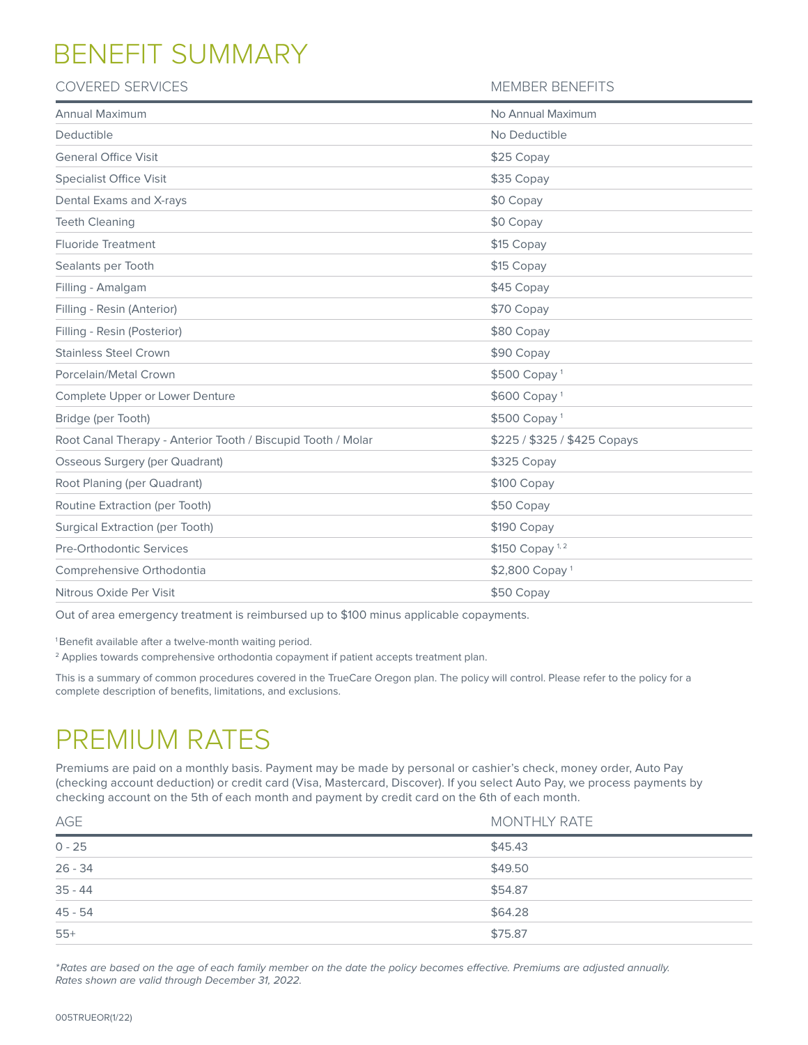# BENEFIT SUMMARY

| COVERED SERVICES | MEMBER BENEFITS |
|---|---|
| Annual Maximum | No Annual Maximum |
| Deductible | No Deductible |
| General Office Visit | $25 Copay |
| Specialist Office Visit | $35 Copay |
| Dental Exams and X-rays | $0 Copay |
| Teeth Cleaning | $0 Copay |
| Fluoride Treatment | $15 Copay |
| Sealants per Tooth | $15 Copay |
| Filling - Amalgam | $45 Copay |
| Filling - Resin (Anterior) | $70 Copay |
| Filling - Resin (Posterior) | $80 Copay |
| Stainless Steel Crown | $90 Copay |
| Porcelain/Metal Crown | $500 Copay [1] |
| Complete Upper or Lower Denture | $600 Copay [1] |
| Bridge (per Tooth) | $500 Copay [1] |
| Root Canal Therapy - Anterior Tooth / Biscupid Tooth / Molar | $225 / $325 / $425 Copays |
| Osseous Surgery (per Quadrant) | $325 Copay |
| Root Planing (per Quadrant) | $100 Copay |
| Routine Extraction (per Tooth) | $50 Copay |
| Surgical Extraction (per Tooth) | $190 Copay |
| Pre-Orthodontic Services | $150 Copay [1, 2] |
| Comprehensive Orthodontia | $2,800 Copay [1] |
| Nitrous Oxide Per Visit | $50 Copay |

Out of area emergency treatment is reimbursed up to $100 minus applicable copayments.

[1] Benefit available after a twelve-month waiting period.

[2] Applies towards comprehensive orthodontia copayment if patient accepts treatment plan.

This is a summary of common procedures covered in the TrueCare Oregon plan. The policy will control. Please refer to the policy for a complete description of benefits, limitations, and exclusions.

# PREMIUM RATES

Premiums are paid on a monthly basis. Payment may be made by personal or cashier's check, money order, Auto Pay (checking account deduction) or credit card (Visa, Mastercard, Discover). If you select Auto Pay, we process payments by checking account on the 5th of each month and payment by credit card on the 6th of each month.

| AGE | MONTHLY RATE |
|---|---|
| 0 - 25 | $45.43 |
| 26 - 34 | $49.50 |
| 35 - 44 | $54.87 |
| 45 - 54 | $64.28 |
| 55+ | $75.87 |

*\*Rates are based on the age of each family member on the date the policy becomes effective. Premiums are adjusted annually. Rates shown are valid through December 31, 2022.*

005TRUEOR(1/22)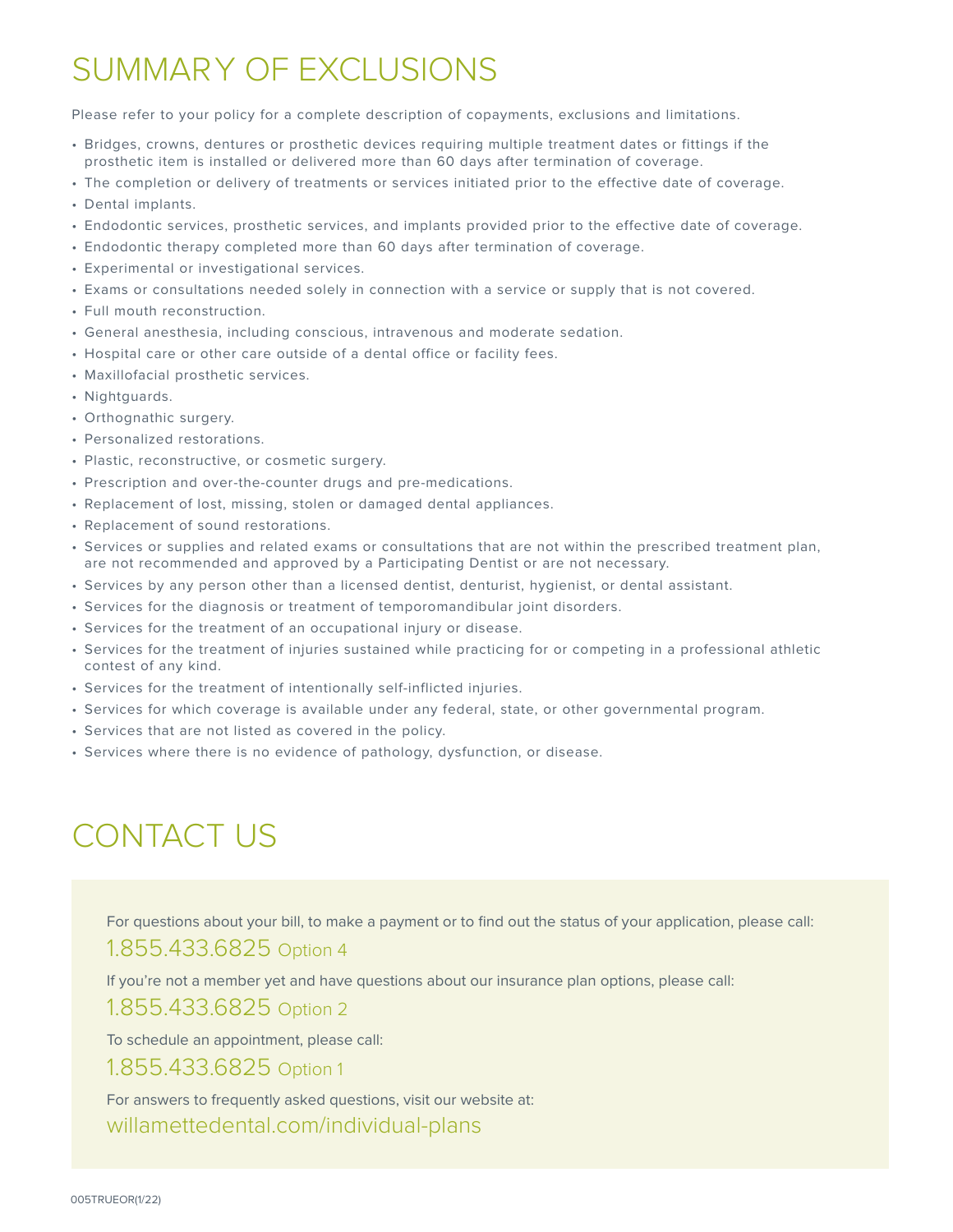# SUMMARY OF EXCLUSIONS

Please refer to your policy for a complete description of copayments, exclusions and limitations.

- Bridges, crowns, dentures or prosthetic devices requiring multiple treatment dates or fittings if the prosthetic item is installed or delivered more than 60 days after termination of coverage.
- The completion or delivery of treatments or services initiated prior to the effective date of coverage.
- Dental implants.
- Endodontic services, prosthetic services, and implants provided prior to the effective date of coverage.
- Endodontic therapy completed more than 60 days after termination of coverage.
- Experimental or investigational services.
- Exams or consultations needed solely in connection with a service or supply that is not covered.
- Full mouth reconstruction.
- General anesthesia, including conscious, intravenous and moderate sedation.
- Hospital care or other care outside of a dental office or facility fees.
- Maxillofacial prosthetic services.
- Nightguards.
- Orthognathic surgery.
- Personalized restorations.
- Plastic, reconstructive, or cosmetic surgery.
- Prescription and over-the-counter drugs and pre-medications.
- Replacement of lost, missing, stolen or damaged dental appliances.
- Replacement of sound restorations.
- Services or supplies and related exams or consultations that are not within the prescribed treatment plan, are not recommended and approved by a Participating Dentist or are not necessary.
- Services by any person other than a licensed dentist, denturist, hygienist, or dental assistant.
- Services for the diagnosis or treatment of temporomandibular joint disorders.
- Services for the treatment of an occupational injury or disease.
- Services for the treatment of injuries sustained while practicing for or competing in a professional athletic contest of any kind.
- Services for the treatment of intentionally self-inflicted injuries.
- Services for which coverage is available under any federal, state, or other governmental program.
- Services that are not listed as covered in the policy.
- Services where there is no evidence of pathology, dysfunction, or disease.

# CONTACT US

For questions about your bill, to make a payment or to find out the status of your application, please call:

1.855.433.6825 Option 4

If you're not a member yet and have questions about our insurance plan options, please call:

1.855.433.6825 Option 2

To schedule an appointment, please call:

1.855.433.6825 Option 1

For answers to frequently asked questions, visit our website at:

willamettedental.com/individual-plans

005TRUEOR(1/22)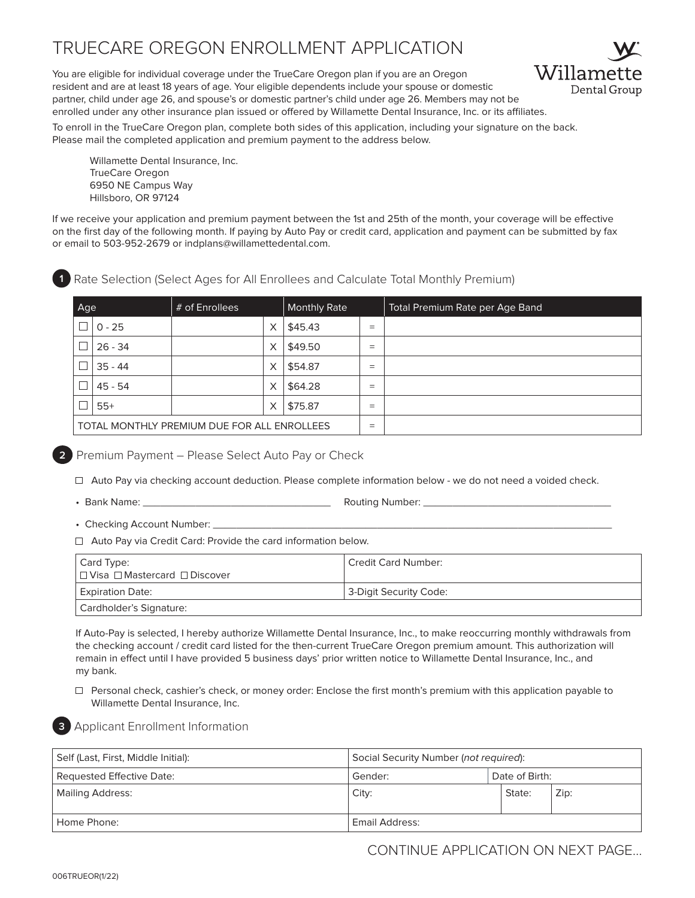# TRUECARE OREGON ENROLLMENT APPLICATION

Willamette Dental Group

You are eligible for individual coverage under the TrueCare Oregon plan if you are an Oregon resident and are at least 18 years of age. Your eligible dependents include your spouse or domestic partner, child under age 26, and spouse's or domestic partner's child under age 26. Members may not be enrolled under any other insurance plan issued or offered by Willamette Dental Insurance, Inc. or its affiliates.

To enroll in the TrueCare Oregon plan, complete both sides of this application, including your signature on the back. Please mail the completed application and premium payment to the address below.

Willamette Dental Insurance, Inc.
TrueCare Oregon
6950 NE Campus Way
Hillsboro, OR 97124

If we receive your application and premium payment between the 1st and 25th of the month, your coverage will be effective on the first day of the following month. If paying by Auto Pay or credit card, application and payment can be submitted by fax or email to 503-952-2679 or indplans@willamettedental.com.

## 1 Rate Selection (Select Ages for All Enrollees and Calculate Total Monthly Premium)

| Age | | # of Enrollees | | Monthly Rate | | Total Premium Rate per Age Band |
|---|---|---|---|---|---|---|
| ☐ | 0 - 25 | | X | $45.43 | = | |
| ☐ | 26 - 34 | | X | $49.50 | = | |
| ☐ | 35 - 44 | | X | $54.87 | = | |
| ☐ | 45 - 54 | | X | $64.28 | = | |
| ☐ | 55+ | | X | $75.87 | = | |
| TOTAL MONTHLY PREMIUM DUE FOR ALL ENROLLEES | | | | | = | |

## 2 Premium Payment – Please Select Auto Pay or Check

☐ Auto Pay via checking account deduction. Please complete information below - we do not need a voided check.

- Bank Name: ____________________ Routing Number: ____________________
- Checking Account Number: ____________________

☐ Auto Pay via Credit Card: Provide the card information below.

| Card Type: ☐ Visa ☐ Mastercard ☐ Discover | Credit Card Number: |
|---|---|
| Expiration Date: | 3-Digit Security Code: |
| Cardholder's Signature: | |

If Auto-Pay is selected, I hereby authorize Willamette Dental Insurance, Inc., to make reoccurring monthly withdrawals from the checking account / credit card listed for the then-current TrueCare Oregon premium amount. This authorization will remain in effect until I have provided 5 business days' prior written notice to Willamette Dental Insurance, Inc., and my bank.

☐ Personal check, cashier's check, or money order: Enclose the first month's premium with this application payable to Willamette Dental Insurance, Inc.

## 3 Applicant Enrollment Information

| Self (Last, First, Middle Initial): | Social Security Number (*not required*): | | |
|---|---|---|---|
| Requested Effective Date: | Gender: | Date of Birth: | |
| Mailing Address: | City: | State: | Zip: |
| Home Phone: | Email Address: | | |

CONTINUE APPLICATION ON NEXT PAGE...

006TRUEOR(1/22)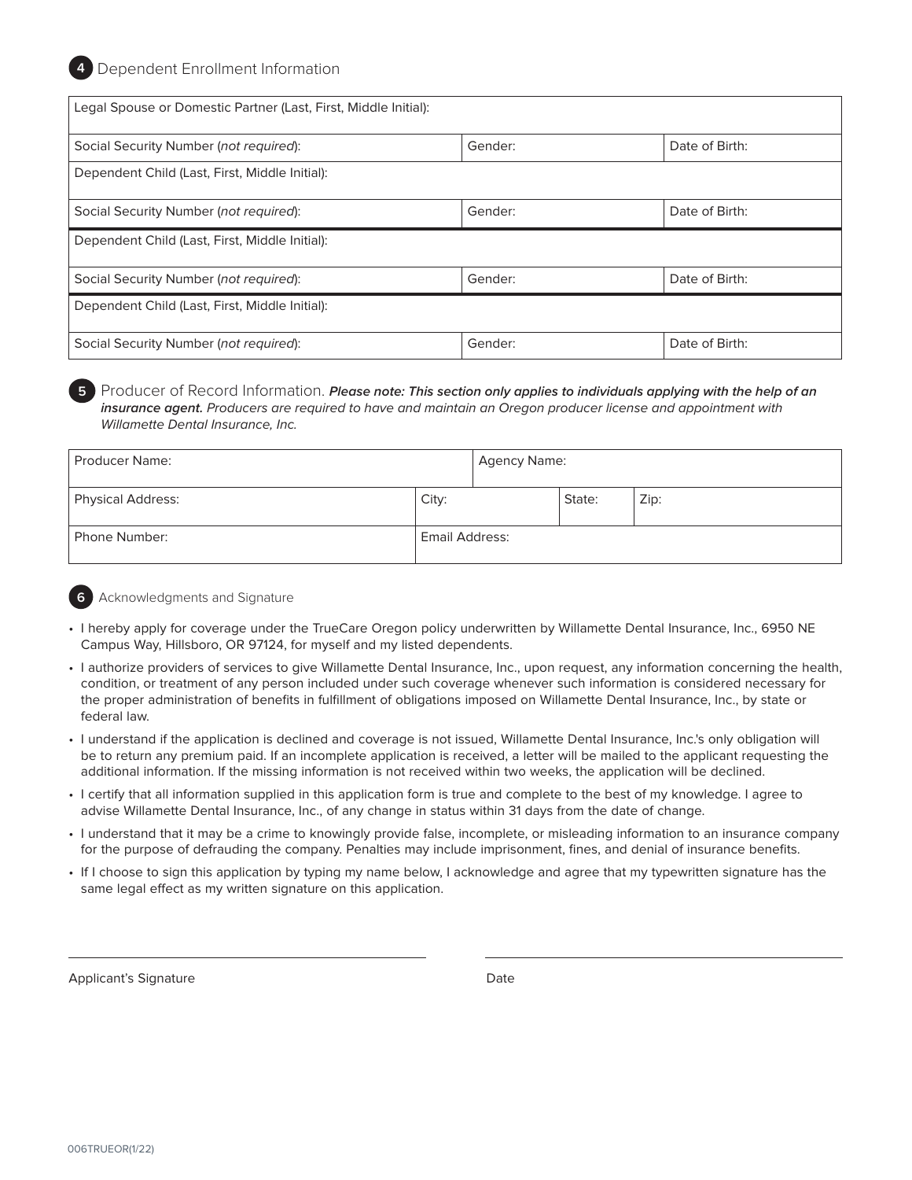## 4 Dependent Enrollment Information

| | | |
|---|---|---|
| Legal Spouse or Domestic Partner (Last, First, Middle Initial): | | |
| Social Security Number (*not required*): | Gender: | Date of Birth: |
| Dependent Child (Last, First, Middle Initial): | | |
| Social Security Number (*not required*): | Gender: | Date of Birth: |
| Dependent Child (Last, First, Middle Initial): | | |
| Social Security Number (*not required*): | Gender: | Date of Birth: |
| Dependent Child (Last, First, Middle Initial): | | |
| Social Security Number (*not required*): | Gender: | Date of Birth: |

## 5 Producer of Record Information. ***Please note: This section only applies to individuals applying with the help of an insurance agent.*** *Producers are required to have and maintain an Oregon producer license and appointment with Willamette Dental Insurance, Inc.*

| | | | |
|---|---|---|---|
| Producer Name: | Agency Name: | | |
| Physical Address: | City: | State: | Zip: |
| Phone Number: | Email Address: | | |

## 6 Acknowledgments and Signature

- I hereby apply for coverage under the TrueCare Oregon policy underwritten by Willamette Dental Insurance, Inc., 6950 NE Campus Way, Hillsboro, OR 97124, for myself and my listed dependents.
- I authorize providers of services to give Willamette Dental Insurance, Inc., upon request, any information concerning the health, condition, or treatment of any person included under such coverage whenever such information is considered necessary for the proper administration of benefits in fulfillment of obligations imposed on Willamette Dental Insurance, Inc., by state or federal law.
- I understand if the application is declined and coverage is not issued, Willamette Dental Insurance, Inc.'s only obligation will be to return any premium paid. If an incomplete application is received, a letter will be mailed to the applicant requesting the additional information. If the missing information is not received within two weeks, the application will be declined.
- I certify that all information supplied in this application form is true and complete to the best of my knowledge. I agree to advise Willamette Dental Insurance, Inc., of any change in status within 31 days from the date of change.
- I understand that it may be a crime to knowingly provide false, incomplete, or misleading information to an insurance company for the purpose of defrauding the company. Penalties may include imprisonment, fines, and denial of insurance benefits.
- If I choose to sign this application by typing my name below, I acknowledge and agree that my typewritten signature has the same legal effect as my written signature on this application.

Applicant's Signature ______________________________ Date ______________________________

006TRUEOR(1/22)